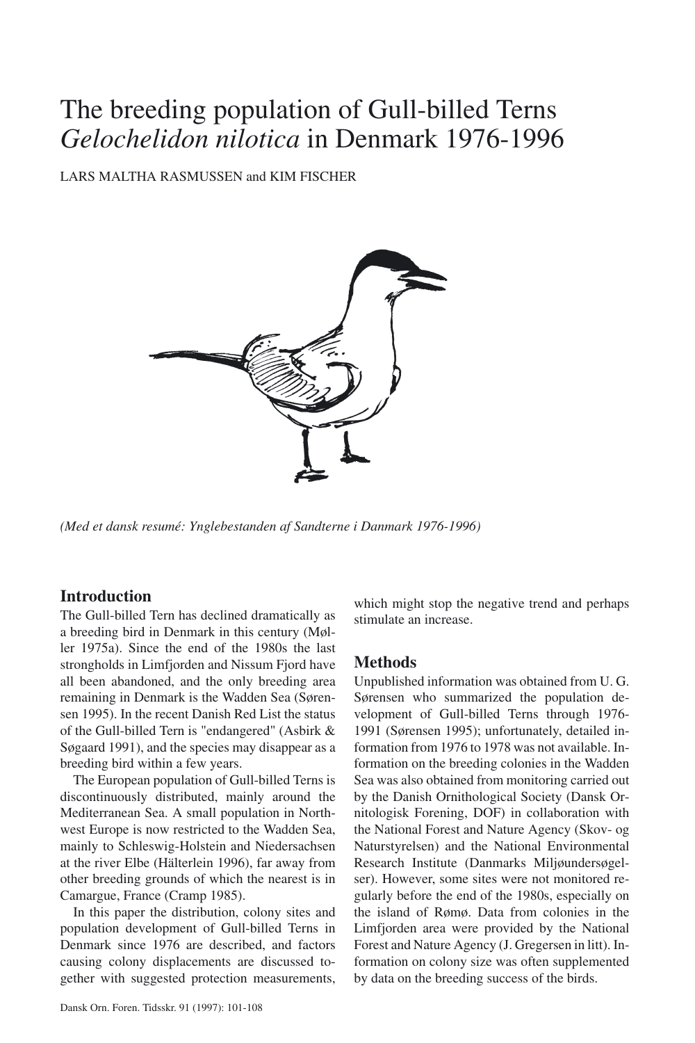# The breeding population of Gull-billed Terns *Gelochelidon nilotica* in Denmark 1976-1996

LARS MALTHA RASMUSSEN and KIM FISCHER

*(Med et dansk resumé: Ynglebestanden af Sandterne i Danmark 1976-1996)*

## Introduction

The Gull-billed Tern has declined dramatically as a breeding bird in Denmark in this century (Møller 1975a). Since the end of the 1980s the last strongholds in Limfjorden and Nissum Fjord have all been abandoned, and the only breeding area remaining in Denmark is the Wadden Sea (Sørensen 1995). In the recent Danish Red List the status of the Gull-billed Tern is "endangered" (Asbirk & Søgaard 1991), and the species may disappear as a breeding bird within a few years.

The European population of Gull-billed Terns is discontinuously distributed, mainly around the Mediterranean Sea. A small population in Northwest Europe is now restricted to the Wadden Sea, mainly to Schleswig-Holstein and Niedersachsen at the river Elbe (Hälterlein 1996), far away from other breeding grounds of which the nearest is in Camargue, France (Cramp 1985).

In this paper the distribution, colony sites and population development of Gull-billed Terns in Denmark since 1976 are described, and factors causing colony displacements are discussed together with suggested protection measurements, which might stop the negative trend and perhaps stimulate an increase.

## Methods

Unpublished information was obtained from U. G. Sørensen who summarized the population development of Gull-billed Terns through 1976-1991 (Sørensen 1995); unfortunately, detailed information from 1976 to 1978 was not available. Information on the breeding colonies in the Wadden Sea was also obtained from monitoring carried out by the Danish Ornithological Society (Dansk Ornitologisk Forening, DOF) in collaboration with the National Forest and Nature Agency (Skov- og Naturstyrelsen) and the National Environmental Research Institute (Danmarks Miljøundersøgelser). However, some sites were not monitored regularly before the end of the 1980s, especially on the island of Rømø. Data from colonies in the Limfjorden area were provided by the National Forest and Nature Agency (J. Gregersen in litt). Information on colony size was often supplemented by data on the breeding success of the birds.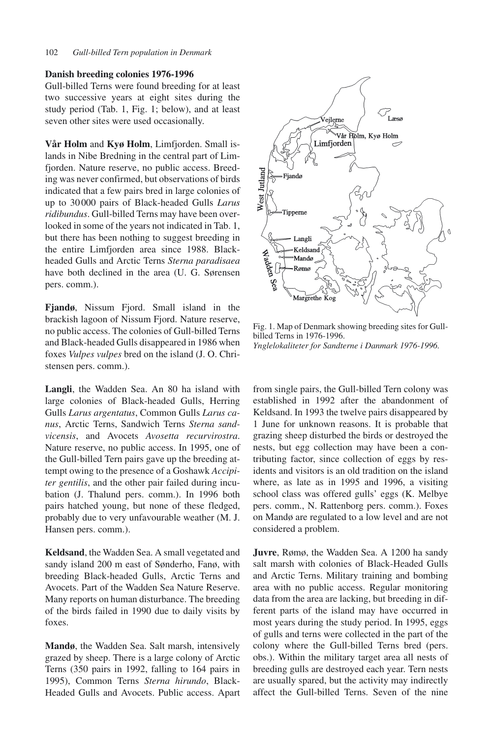## Danish breeding colonies 1976-1996

Gull-billed Terns were found breeding for at least two successive years at eight sites during the study period (Tab. 1, Fig. 1; below), and at least seven other sites were used occasionally.

**Vår Holm** and **Kyø Holm**, Limfjorden. Small islands in Nibe Bredning in the central part of Limfjorden. Nature reserve, no public access. Breeding was never confirmed, but observations of birds indicated that a few pairs bred in large colonies of up to 30000 pairs of Black-headed Gulls *Larus ridibundus*. Gull-billed Terns may have been overlooked in some of the years not indicated in Tab. 1, but there has been nothing to suggest breeding in the entire Limfjorden area since 1988. Black-headed Gulls and Arctic Terns *Sterna paradisaea* have both declined in the area (U. G. Sørensen pers. comm.).

**Fjandø**, Nissum Fjord. Small island in the brackish lagoon of Nissum Fjord. Nature reserve, no public access. The colonies of Gull-billed Terns and Black-headed Gulls disappeared in 1986 when foxes *Vulpes vulpes* bred on the island (J. O. Christensen pers. comm.).

**Langli**, the Wadden Sea. An 80 ha island with large colonies of Black-headed Gulls, Herring Gulls *Larus argentatus*, Common Gulls *Larus canus*, Arctic Terns, Sandwich Terns *Sterna sandvicensis*, and Avocets *Avosetta recurvirostra*. Nature reserve, no public access. In 1995, one of the Gull-billed Tern pairs gave up the breeding attempt owing to the presence of a Goshawk *Accipiter gentilis*, and the other pair failed during incubation (J. Thalund pers. comm.). In 1996 both pairs hatched young, but none of these fledged, probably due to very unfavourable weather (M. J. Hansen pers. comm.).

**Keldsand**, the Wadden Sea. A small vegetated and sandy island 200 m east of Sønderho, Fanø, with breeding Black-headed Gulls, Arctic Terns and Avocets. Part of the Wadden Sea Nature Reserve. Many reports on human disturbance. The breeding of the birds failed in 1990 due to daily visits by foxes.

**Mandø**, the Wadden Sea. Salt marsh, intensively grazed by sheep. There is a large colony of Arctic Terns (350 pairs in 1992, falling to 164 pairs in 1995), Common Terns *Sterna hirundo*, Black-Headed Gulls and Avocets. Public access. Apart from single pairs, the Gull-billed Tern colony was established in 1992 after the abandonment of Keldsand. In 1993 the twelve pairs disappeared by 1 June for unknown reasons. It is probable that grazing sheep disturbed the birds or destroyed the nests, but egg collection may have been a contributing factor, since collection of eggs by residents and visitors is an old tradition on the island where, as late as in 1995 and 1996, a visiting school class was offered gulls' eggs (K. Melbye pers. comm., N. Rattenborg pers. comm.). Foxes on Mandø are regulated to a low level and are not considered a problem.

Fig. 1. Map of Denmark showing breeding sites for Gull-billed Terns in 1976-1996.
*Ynglelokaliteter for Sandterne i Danmark 1976-1996.*

**Juvre**, Rømø, the Wadden Sea. A 1200 ha sandy salt marsh with colonies of Black-Headed Gulls and Arctic Terns. Military training and bombing area with no public access. Regular monitoring data from the area are lacking, but breeding in different parts of the island may have occurred in most years during the study period. In 1995, eggs of gulls and terns were collected in the part of the colony where the Gull-billed Terns bred (pers. obs.). Within the military target area all nests of breeding gulls are destroyed each year. Tern nests are usually spared, but the activity may indirectly affect the Gull-billed Terns. Seven of the nine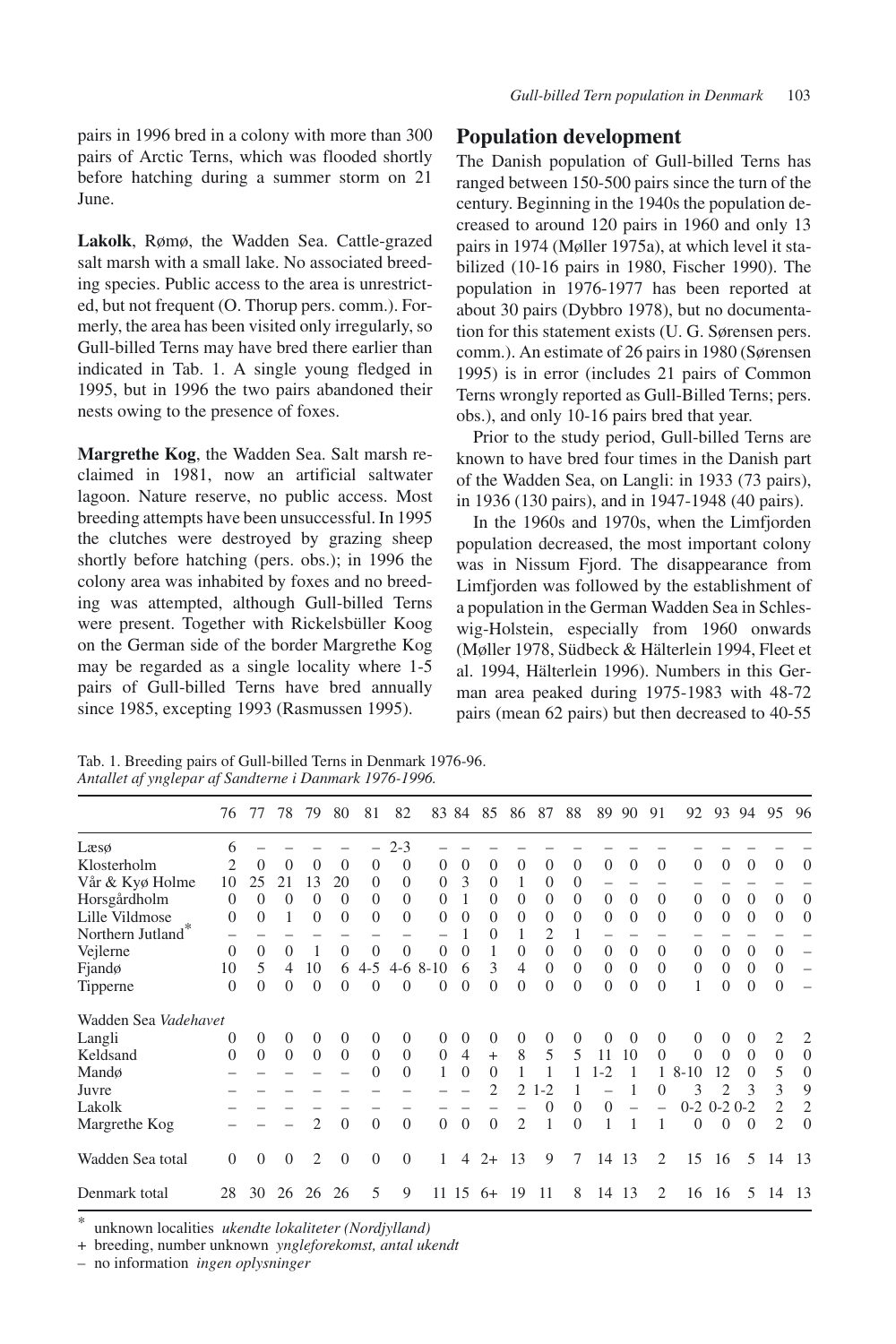pairs in 1996 bred in a colony with more than 300 pairs of Arctic Terns, which was flooded shortly before hatching during a summer storm on 21 June.

**Lakolk**, Rømø, the Wadden Sea. Cattle-grazed salt marsh with a small lake. No associated breeding species. Public access to the area is unrestricted, but not frequent (O. Thorup pers. comm.). Formerly, the area has been visited only irregularly, so Gull-billed Terns may have bred there earlier than indicated in Tab. 1. A single young fledged in 1995, but in 1996 the two pairs abandoned their nests owing to the presence of foxes.

**Margrethe Kog**, the Wadden Sea. Salt marsh reclaimed in 1981, now an artificial saltwater lagoon. Nature reserve, no public access. Most breeding attempts have been unsuccessful. In 1995 the clutches were destroyed by grazing sheep shortly before hatching (pers. obs.); in 1996 the colony area was inhabited by foxes and no breeding was attempted, although Gull-billed Terns were present. Together with Rickelsbüller Koog on the German side of the border Margrethe Kog may be regarded as a single locality where 1-5 pairs of Gull-billed Terns have bred annually since 1985, excepting 1993 (Rasmussen 1995).

## Population development

The Danish population of Gull-billed Terns has ranged between 150-500 pairs since the turn of the century. Beginning in the 1940s the population decreased to around 120 pairs in 1960 and only 13 pairs in 1974 (Møller 1975a), at which level it stabilized (10-16 pairs in 1980, Fischer 1990). The population in 1976-1977 has been reported at about 30 pairs (Dybbro 1978), but no documentation for this statement exists (U. G. Sørensen pers. comm.). An estimate of 26 pairs in 1980 (Sørensen 1995) is in error (includes 21 pairs of Common Terns wrongly reported as Gull-Billed Terns; pers. obs.), and only 10-16 pairs bred that year.

Prior to the study period, Gull-billed Terns are known to have bred four times in the Danish part of the Wadden Sea, on Langli: in 1933 (73 pairs), in 1936 (130 pairs), and in 1947-1948 (40 pairs).

In the 1960s and 1970s, when the Limfjorden population decreased, the most important colony was in Nissum Fjord. The disappearance from Limfjorden was followed by the establishment of a population in the German Wadden Sea in Schleswig-Holstein, especially from 1960 onwards (Møller 1978, Südbeck & Hälterlein 1994, Fleet et al. 1994, Hälterlein 1996). Numbers in this German area peaked during 1975-1983 with 48-72 pairs (mean 62 pairs) but then decreased to 40-55

Tab. 1. Breeding pairs of Gull-billed Terns in Denmark 1976-96.
*Antallet af ynglepar af Sandterne i Danmark 1976-1996.*

| | 76 | 77 | 78 | 79 | 80 | 81 | 82 | 83 | 84 | 85 | 86 | 87 | 88 | 89 | 90 | 91 | 92 | 93 | 94 | 95 | 96 |
|---|---|---|---|---|---|---|---|---|---|---|---|---|---|---|---|---|---|---|---|---|---|
| Læsø | 6 | – | – | – | – | – | 2-3 | – | – | – | – | – | – | – | – | – | – | – | – | – | – |
| Klosterholm | 2 | 0 | 0 | 0 | 0 | 0 | 0 | 0 | 0 | 0 | 0 | 0 | 0 | 0 | 0 | 0 | 0 | 0 | 0 | 0 | 0 |
| Vår & Kyø Holme | 10 | 25 | 21 | 13 | 20 | 0 | 0 | 0 | 3 | 0 | 1 | 0 | 0 | – | – | – | – | – | – | – | – |
| Horsgårdholm | 0 | 0 | 0 | 0 | 0 | 0 | 0 | 0 | 1 | 0 | 0 | 0 | 0 | 0 | 0 | 0 | 0 | 0 | 0 | 0 | 0 |
| Lille Vildmose | 0 | 0 | 1 | 0 | 0 | 0 | 0 | 0 | 0 | 0 | 0 | 0 | 0 | 0 | 0 | 0 | 0 | 0 | 0 | 0 | 0 |
| Northern Jutland* | – | – | – | – | – | – | – | – | 1 | 0 | 1 | 2 | 1 | – | – | – | – | – | – | – | – |
| Vejlerne | 0 | 0 | 0 | 1 | 0 | 0 | 0 | 0 | 0 | 1 | 0 | 0 | 0 | 0 | 0 | 0 | 0 | 0 | 0 | 0 | – |
| Fjandø | 10 | 5 | 4 | 10 | 6 | 4-5 | 4-6 | 8-10 | 6 | 3 | 4 | 0 | 0 | 0 | 0 | 0 | 0 | 0 | 0 | 0 | – |
| Tipperne | 0 | 0 | 0 | 0 | 0 | 0 | 0 | 0 | 0 | 0 | 0 | 0 | 0 | 0 | 0 | 0 | 1 | 0 | 0 | 0 | – |
| Wadden Sea *Vadehavet* | | | | | | | | | | | | | | | | | | | | | |
| Langli | 0 | 0 | 0 | 0 | 0 | 0 | 0 | 0 | 0 | 0 | 0 | 0 | 0 | 0 | 0 | 0 | 0 | 0 | 0 | 2 | 2 |
| Keldsand | 0 | 0 | 0 | 0 | 0 | 0 | 0 | 0 | 4 | + | 8 | 5 | 5 | 11 | 10 | 0 | 0 | 0 | 0 | 0 | 0 |
| Mandø | – | – | – | – | – | 0 | 0 | 1 | 0 | 0 | 1 | 1 | 1 | 1-2 | 1 | 1 | 8-10 | 12 | 0 | 5 | 0 |
| Juvre | – | – | – | – | – | – | – | – | – | 2 | 2 | 1-2 | 1 | – | 1 | 0 | 3 | 2 | 3 | 3 | 9 |
| Lakolk | – | – | – | – | – | – | – | – | – | – | – | 0 | 0 | 0 | – | – | 0-2 | 0-2 | 0-2 | 2 | 2 |
| Margrethe Kog | – | – | – | 2 | 0 | 0 | 0 | 0 | 0 | 0 | 2 | 1 | 0 | 1 | 1 | 1 | 0 | 0 | 0 | 2 | 0 |
| Wadden Sea total | 0 | 0 | 0 | 2 | 0 | 0 | 0 | 1 | 4 | 2+ | 13 | 9 | 7 | 14 | 13 | 2 | 15 | 16 | 5 | 14 | 13 |
| Denmark total | 28 | 30 | 26 | 26 | 26 | 5 | 9 | 11 | 15 | 6+ | 19 | 11 | 8 | 14 | 13 | 2 | 16 | 16 | 5 | 14 | 13 |

\* unknown localities *ukendte lokaliteter (Nordjylland)*

\+ breeding, number unknown *yngleforekomst, antal ukendt*

– no information *ingen oplysninger*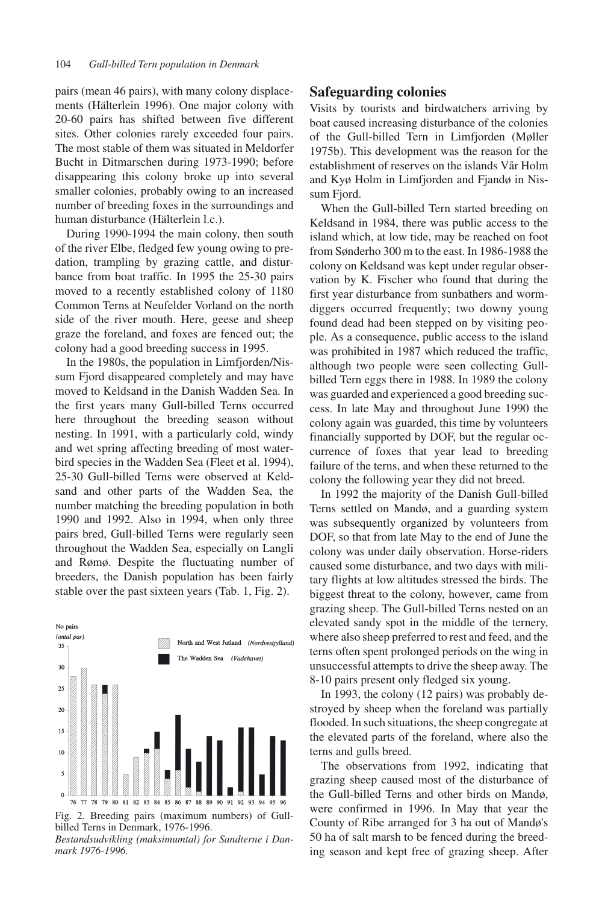pairs (mean 46 pairs), with many colony displacements (Hälterlein 1996). One major colony with 20-60 pairs has shifted between five different sites. Other colonies rarely exceeded four pairs. The most stable of them was situated in Meldorfer Bucht in Ditmarschen during 1973-1990; before disappearing this colony broke up into several smaller colonies, probably owing to an increased number of breeding foxes in the surroundings and human disturbance (Hälterlein l.c.).

During 1990-1994 the main colony, then south of the river Elbe, fledged few young owing to predation, trampling by grazing cattle, and disturbance from boat traffic. In 1995 the 25-30 pairs moved to a recently established colony of 1180 Common Terns at Neufelder Vorland on the north side of the river mouth. Here, geese and sheep graze the foreland, and foxes are fenced out; the colony had a good breeding success in 1995.

In the 1980s, the population in Limfjorden/Nissum Fjord disappeared completely and may have moved to Keldsand in the Danish Wadden Sea. In the first years many Gull-billed Terns occurred here throughout the breeding season without nesting. In 1991, with a particularly cold, windy and wet spring affecting breeding of most waterbird species in the Wadden Sea (Fleet et al. 1994), 25-30 Gull-billed Terns were observed at Keldsand and other parts of the Wadden Sea, the number matching the breeding population in both 1990 and 1992. Also in 1994, when only three pairs bred, Gull-billed Terns were regularly seen throughout the Wadden Sea, especially on Langli and Rømø. Despite the fluctuating number of breeders, the Danish population has been fairly stable over the past sixteen years (Tab. 1, Fig. 2).

Fig. 2. Breeding pairs (maximum numbers) of Gull-billed Terns in Denmark, 1976-1996.
*Bestandsudvikling (maksimumtal) for Sandterne i Danmark 1976-1996.*

## Safeguarding colonies

Visits by tourists and birdwatchers arriving by boat caused increasing disturbance of the colonies of the Gull-billed Tern in Limfjorden (Møller 1975b). This development was the reason for the establishment of reserves on the islands Vår Holm and Kyø Holm in Limfjorden and Fjandø in Nissum Fjord.

When the Gull-billed Tern started breeding on Keldsand in 1984, there was public access to the island which, at low tide, may be reached on foot from Sønderho 300 m to the east. In 1986-1988 the colony on Keldsand was kept under regular observation by K. Fischer who found that during the first year disturbance from sunbathers and worm-diggers occurred frequently; two downy young found dead had been stepped on by visiting people. As a consequence, public access to the island was prohibited in 1987 which reduced the traffic, although two people were seen collecting Gull-billed Tern eggs there in 1988. In 1989 the colony was guarded and experienced a good breeding success. In late May and throughout June 1990 the colony again was guarded, this time by volunteers financially supported by DOF, but the regular occurrence of foxes that year lead to breeding failure of the terns, and when these returned to the colony the following year they did not breed.

In 1992 the majority of the Danish Gull-billed Terns settled on Mandø, and a guarding system was subsequently organized by volunteers from DOF, so that from late May to the end of June the colony was under daily observation. Horse-riders caused some disturbance, and two days with military flights at low altitudes stressed the birds. The biggest threat to the colony, however, came from grazing sheep. The Gull-billed Terns nested on an elevated sandy spot in the middle of the ternery, where also sheep preferred to rest and feed, and the terns often spent prolonged periods on the wing in unsuccessful attempts to drive the sheep away. The 8-10 pairs present only fledged six young.

In 1993, the colony (12 pairs) was probably destroyed by sheep when the foreland was partially flooded. In such situations, the sheep congregate at the elevated parts of the foreland, where also the terns and gulls breed.

The observations from 1992, indicating that grazing sheep caused most of the disturbance of the Gull-billed Terns and other birds on Mandø, were confirmed in 1996. In May that year the County of Ribe arranged for 3 ha out of Mandø's 50 ha of salt marsh to be fenced during the breeding season and kept free of grazing sheep. After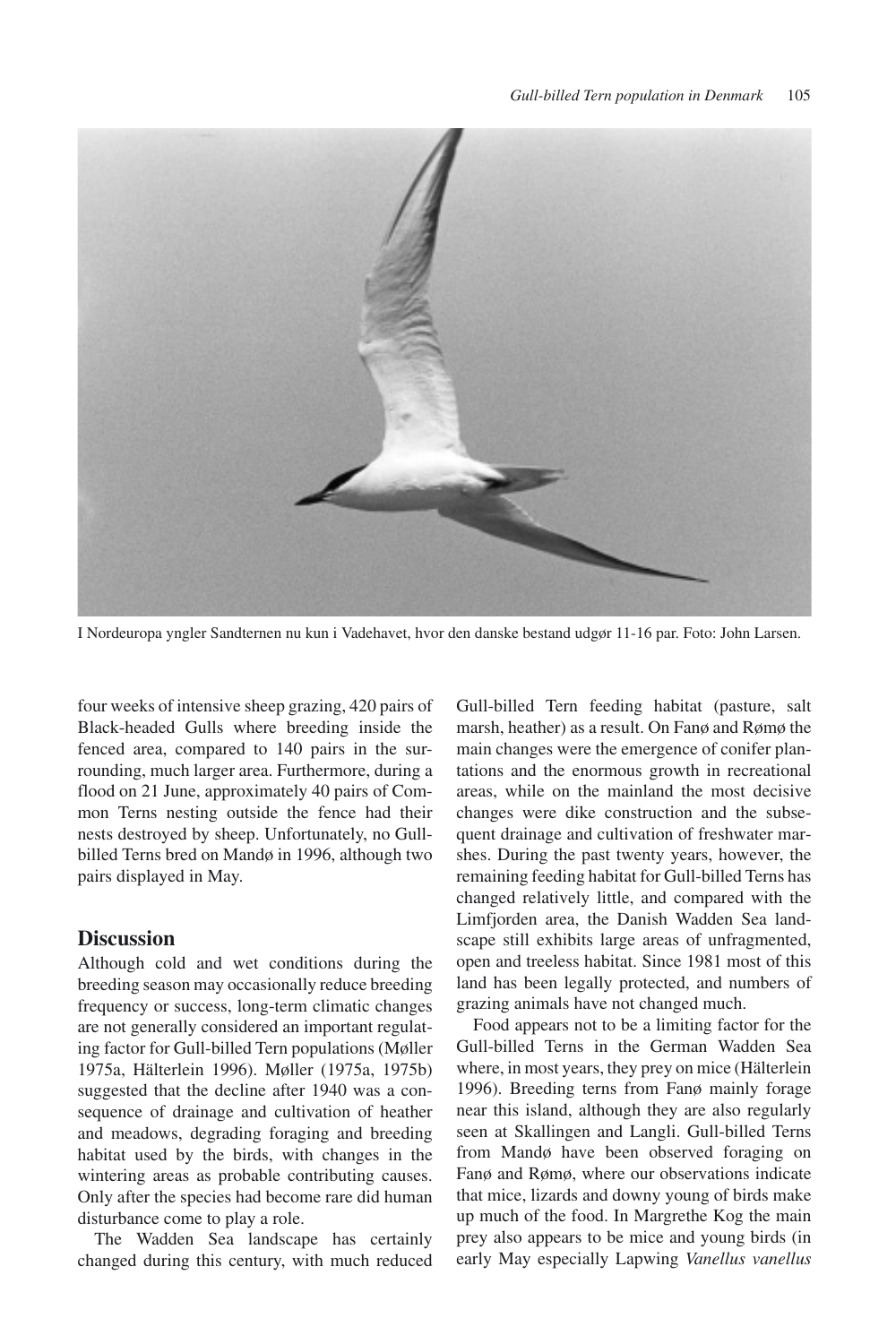I Nordeuropa yngler Sandternen nu kun i Vadehavet, hvor den danske bestand udgør 11-16 par. Foto: John Larsen.

four weeks of intensive sheep grazing, 420 pairs of Black-headed Gulls where breeding inside the fenced area, compared to 140 pairs in the surrounding, much larger area. Furthermore, during a flood on 21 June, approximately 40 pairs of Common Terns nesting outside the fence had their nests destroyed by sheep. Unfortunately, no Gull-billed Terns bred on Mandø in 1996, although two pairs displayed in May.

## Discussion

Although cold and wet conditions during the breeding season may occasionally reduce breeding frequency or success, long-term climatic changes are not generally considered an important regulating factor for Gull-billed Tern populations (Møller 1975a, Hälterlein 1996). Møller (1975a, 1975b) suggested that the decline after 1940 was a consequence of drainage and cultivation of heather and meadows, degrading foraging and breeding habitat used by the birds, with changes in the wintering areas as probable contributing causes. Only after the species had become rare did human disturbance come to play a role.

The Wadden Sea landscape has certainly changed during this century, with much reduced Gull-billed Tern feeding habitat (pasture, salt marsh, heather) as a result. On Fanø and Rømø the main changes were the emergence of conifer plantations and the enormous growth in recreational areas, while on the mainland the most decisive changes were dike construction and the subsequent drainage and cultivation of freshwater marshes. During the past twenty years, however, the remaining feeding habitat for Gull-billed Terns has changed relatively little, and compared with the Limfjorden area, the Danish Wadden Sea landscape still exhibits large areas of unfragmented, open and treeless habitat. Since 1981 most of this land has been legally protected, and numbers of grazing animals have not changed much.

Food appears not to be a limiting factor for the Gull-billed Terns in the German Wadden Sea where, in most years, they prey on mice (Hälterlein 1996). Breeding terns from Fanø mainly forage near this island, although they are also regularly seen at Skallingen and Langli. Gull-billed Terns from Mandø have been observed foraging on Fanø and Rømø, where our observations indicate that mice, lizards and downy young of birds make up much of the food. In Margrethe Kog the main prey also appears to be mice and young birds (in early May especially Lapwing *Vanellus vanellus*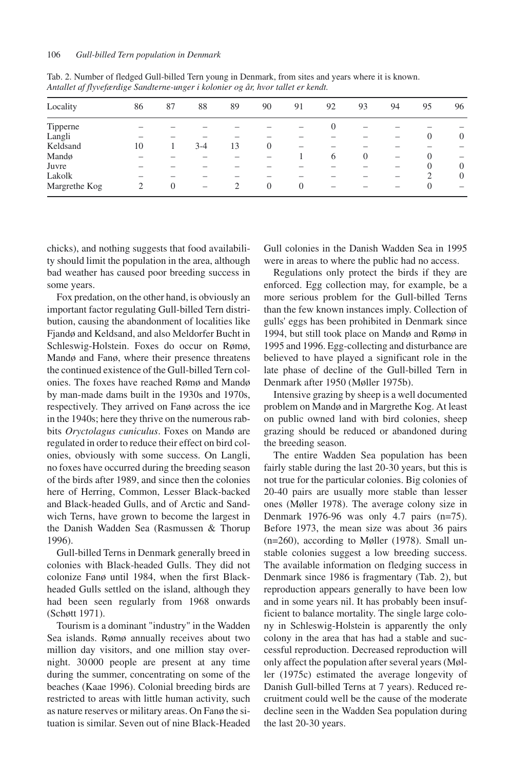Tab. 2. Number of fledged Gull-billed Tern young in Denmark, from sites and years where it is known.
*Antallet af flyvefærdige Sandterne-unger i kolonier og år, hvor tallet er kendt.*

| Locality | 86 | 87 | 88 | 89 | 90 | 91 | 92 | 93 | 94 | 95 | 96 |
|---|---|---|---|---|---|---|---|---|---|---|---|
| Tipperne | – | – | – | – | – | – | 0 | – | – | – | – |
| Langli | – | – | – | – | – | – | – | – | – | 0 | 0 |
| Keldsand | 10 | 1 | 3-4 | 13 | 0 | – | – | – | – | – | – |
| Mandø | – | – | – | – | – | 1 | 6 | 0 | – | 0 | – |
| Juvre | – | – | – | – | – | – | – | – | – | 0 | 0 |
| Lakolk | – | – | – | – | – | – | – | – | – | 2 | 0 |
| Margrethe Kog | 2 | 0 | – | 2 | 0 | 0 | – | – | – | 0 | – |

chicks), and nothing suggests that food availability should limit the population in the area, although bad weather has caused poor breeding success in some years.

Fox predation, on the other hand, is obviously an important factor regulating Gull-billed Tern distribution, causing the abandonment of localities like Fjandø and Keldsand, and also Meldorfer Bucht in Schleswig-Holstein. Foxes do occur on Rømø, Mandø and Fanø, where their presence threatens the continued existence of the Gull-billed Tern colonies. The foxes have reached Rømø and Mandø by man-made dams built in the 1930s and 1970s, respectively. They arrived on Fanø across the ice in the 1940s; here they thrive on the numerous rabbits *Oryctolagus cuniculus*. Foxes on Mandø are regulated in order to reduce their effect on bird colonies, obviously with some success. On Langli, no foxes have occurred during the breeding season of the birds after 1989, and since then the colonies here of Herring, Common, Lesser Black-backed and Black-headed Gulls, and of Arctic and Sandwich Terns, have grown to become the largest in the Danish Wadden Sea (Rasmussen & Thorup 1996).

Gull-billed Terns in Denmark generally breed in colonies with Black-headed Gulls. They did not colonize Fanø until 1984, when the first Black-headed Gulls settled on the island, although they had been seen regularly from 1968 onwards (Schøtt 1971).

Tourism is a dominant "industry" in the Wadden Sea islands. Rømø annually receives about two million day visitors, and one million stay overnight. 30000 people are present at any time during the summer, concentrating on some of the beaches (Kaae 1996). Colonial breeding birds are restricted to areas with little human activity, such as nature reserves or military areas. On Fanø the situation is similar. Seven out of nine Black-Headed Gull colonies in the Danish Wadden Sea in 1995 were in areas to where the public had no access.

Regulations only protect the birds if they are enforced. Egg collection may, for example, be a more serious problem for the Gull-billed Terns than the few known instances imply. Collection of gulls' eggs has been prohibited in Denmark since 1994, but still took place on Mandø and Rømø in 1995 and 1996. Egg-collecting and disturbance are believed to have played a significant role in the late phase of decline of the Gull-billed Tern in Denmark after 1950 (Møller 1975b).

Intensive grazing by sheep is a well documented problem on Mandø and in Margrethe Kog. At least on public owned land with bird colonies, sheep grazing should be reduced or abandoned during the breeding season.

The entire Wadden Sea population has been fairly stable during the last 20-30 years, but this is not true for the particular colonies. Big colonies of 20-40 pairs are usually more stable than lesser ones (Møller 1978). The average colony size in Denmark 1976-96 was only 4.7 pairs (n=75). Before 1973, the mean size was about 36 pairs (n=260), according to Møller (1978). Small unstable colonies suggest a low breeding success. The available information on fledging success in Denmark since 1986 is fragmentary (Tab. 2), but reproduction appears generally to have been low and in some years nil. It has probably been insufficient to balance mortality. The single large colony in Schleswig-Holstein is apparently the only colony in the area that has had a stable and successful reproduction. Decreased reproduction will only affect the population after several years (Møller (1975c) estimated the average longevity of Danish Gull-billed Terns at 7 years). Reduced recruitment could well be the cause of the moderate decline seen in the Wadden Sea population during the last 20-30 years.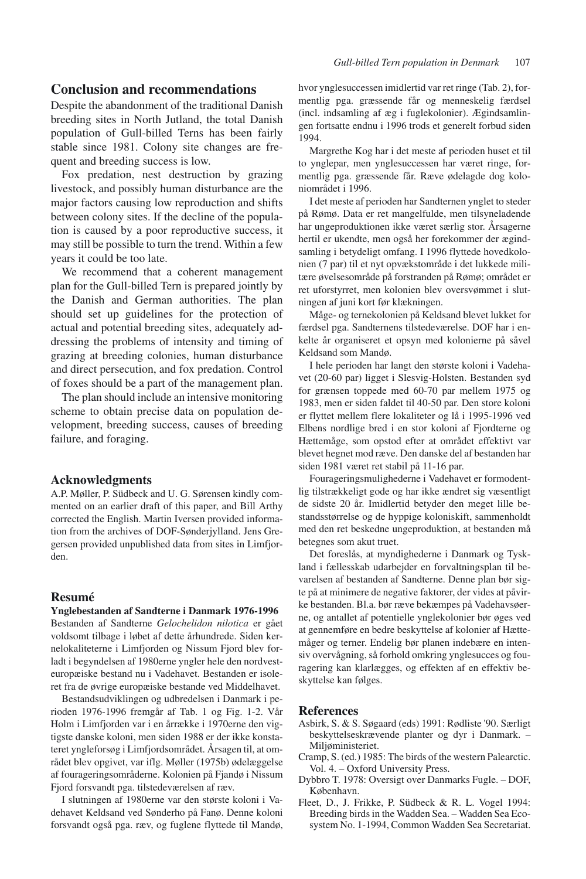## Conclusion and recommendations

Despite the abandonment of the traditional Danish breeding sites in North Jutland, the total Danish population of Gull-billed Terns has been fairly stable since 1981. Colony site changes are frequent and breeding success is low.

Fox predation, nest destruction by grazing livestock, and possibly human disturbance are the major factors causing low reproduction and shifts between colony sites. If the decline of the population is caused by a poor reproductive success, it may still be possible to turn the trend. Within a few years it could be too late.

We recommend that a coherent management plan for the Gull-billed Tern is prepared jointly by the Danish and German authorities. The plan should set up guidelines for the protection of actual and potential breeding sites, adequately addressing the problems of intensity and timing of grazing at breeding colonies, human disturbance and direct persecution, and fox predation. Control of foxes should be a part of the management plan.

The plan should include an intensive monitoring scheme to obtain precise data on population development, breeding success, causes of breeding failure, and foraging.

## Acknowledgments

A.P. Møller, P. Südbeck and U. G. Sørensen kindly commented on an earlier draft of this paper, and Bill Arthy corrected the English. Martin Iversen provided information from the archives of DOF-Sønderjylland. Jens Gregersen provided unpublished data from sites in Limfjorden.

## Resumé

**Ynglebestanden af Sandterne i Danmark 1976-1996**

Bestanden af Sandterne *Gelochelidon nilotica* er gået voldsomt tilbage i løbet af dette århundrede. Siden kernelokaliteterne i Limfjorden og Nissum Fjord blev forladt i begyndelsen af 1980erne yngler hele den nordvesteuropæiske bestand nu i Vadehavet. Bestanden er isoleret fra de øvrige europæiske bestande ved Middelhavet.

Bestandsudviklingen og udbredelsen i Danmark i perioden 1976-1996 fremgår af Tab. 1 og Fig. 1-2. Vår Holm i Limfjorden var i en årrække i 1970erne den vigtigste danske koloni, men siden 1988 er der ikke konstateret yngleforsøg i Limfjordsområdet. Årsagen til, at området blev opgivet, var iflg. Møller (1975b) ødelæggelse af fourageringsområderne. Kolonien på Fjandø i Nissum Fjord forsvandt pga. tilstedeværelsen af ræv.

I slutningen af 1980erne var den største koloni i Vadehavet Keldsand ved Sønderho på Fanø. Denne koloni forsvandt også pga. ræv, og fuglene flyttede til Mandø, hvor ynglesuccessen imidlertid var ret ringe (Tab. 2), formentlig pga. græssende får og menneskelig færdsel (incl. indsamling af æg i fuglekolonier). Ægindsamlingen fortsatte endnu i 1996 trods et generelt forbud siden 1994.

Margrethe Kog har i det meste af perioden huset et til to ynglepar, men ynglesuccessen har været ringe, formentlig pga. græssende får. Ræve ødelagde dog koloniområdet i 1996.

I det meste af perioden har Sandternen ynglet to steder på Rømø. Data er ret mangelfulde, men tilsyneladende har ungeproduktionen ikke været særlig stor. Årsagerne hertil er ukendte, men også her forekommer der ægindsamling i betydeligt omfang. I 1996 flyttede hovedkolonien (7 par) til et nyt opvækstområde i det lukkede militære øvelsesområde på forstranden på Rømø; området er ret uforstyrret, men kolonien blev oversvømmet i slutningen af juni kort før klækningen.

Måge- og ternekolonien på Keldsand blevet lukket for færdsel pga. Sandternens tilstedeværelse. DOF har i enkelte år organiseret et opsyn med kolonierne på såvel Keldsand som Mandø.

I hele perioden har langt den største koloni i Vadehavet (20-60 par) ligget i Slesvig-Holsten. Bestanden syd for grænsen toppede med 60-70 par mellem 1975 og 1983, men er siden faldet til 40-50 par. Den store koloni er flyttet mellem flere lokaliteter og lå i 1995-1996 ved Elbens nordlige bred i en stor koloni af Fjordterne og Hættemåge, som opstod efter at området effektivt var blevet hegnet mod ræve. Den danske del af bestanden har siden 1981 været ret stabil på 11-16 par.

Fourageringsmulighederne i Vadehavet er formodentlig tilstrækkeligt gode og har ikke ændret sig væsentligt de sidste 20 år. Imidlertid betyder den meget lille bestandsstørrelse og de hyppige koloniskift, sammenholdt med den ret beskedne ungeproduktion, at bestanden må betegnes som akut truet.

Det foreslås, at myndighederne i Danmark og Tyskland i fællesskab udarbejder en forvaltningsplan til bevarelsen af bestanden af Sandterne. Denne plan bør sigte på at minimere de negative faktorer, der vides at påvirke bestanden. Bl.a. bør ræve bekæmpes på Vadehavsøerne, og antallet af potentielle ynglekolonier bør øges ved at gennemføre en bedre beskyttelse af kolonier af Hættemåger og terner. Endelig bør planen indebære en intensiv overvågning, så forhold omkring ynglesucces og fouragering kan klarlægges, og effekten af en effektiv beskyttelse kan følges.

## References

Asbirk, S. & S. Søgaard (eds) 1991: Rødliste '90. Særligt beskyttelseskrævende planter og dyr i Danmark. – Miljøministeriet.

Cramp, S. (ed.) 1985: The birds of the western Palearctic. Vol. 4. – Oxford University Press.

Dybbro T. 1978: Oversigt over Danmarks Fugle. – DOF, København.

Fleet, D., J. Frikke, P. Südbeck & R. L. Vogel 1994: Breeding birds in the Wadden Sea. – Wadden Sea Ecosystem No. 1-1994, Common Wadden Sea Secretariat.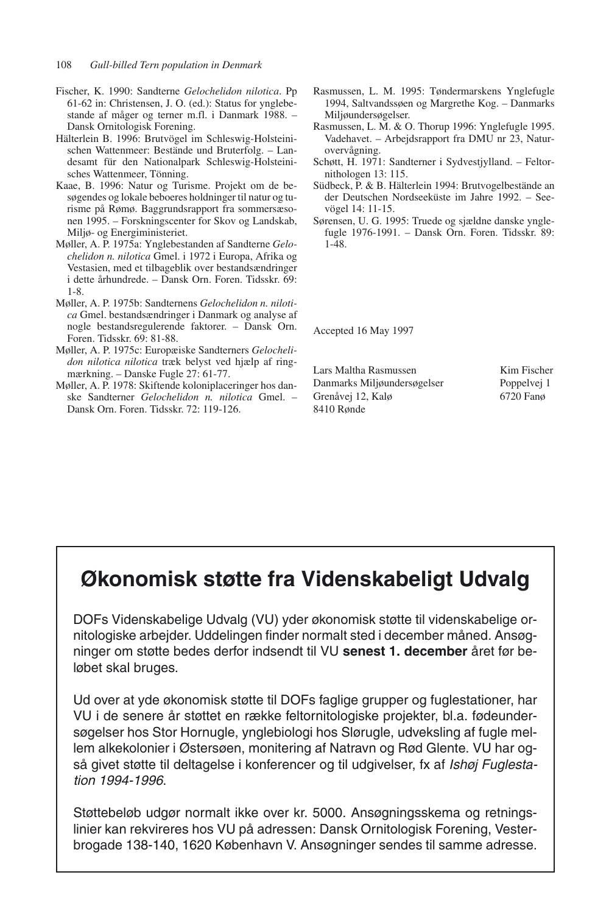Fischer, K. 1990: Sandterne *Gelochelidon nilotica*. Pp 61-62 in: Christensen, J. O. (ed.): Status for ynglebestande af måger og terner m.fl. i Danmark 1988. – Dansk Ornitologisk Forening.

Hälterlein B. 1996: Brutvögel im Schleswig-Holsteinischen Wattenmeer: Bestände und Bruterfolg. – Landesamt für den Nationalpark Schleswig-Holsteinisches Wattenmeer, Tönning.

Kaae, B. 1996: Natur og Turisme. Projekt om de besøgendes og lokale beboeres holdninger til natur og turisme på Rømø. Baggrundsrapport fra sommersæsonen 1995. – Forskningscenter for Skov og Landskab, Miljø- og Energiministeriet.

Møller, A. P. 1975a: Ynglebestanden af Sandterne *Gelochelidon n. nilotica* Gmel. i 1972 i Europa, Afrika og Vestasien, med et tilbageblik over bestandsændringer i dette århundrede. – Dansk Orn. Foren. Tidsskr. 69: 1-8.

Møller, A. P. 1975b: Sandternens *Gelochelidon n. nilotica* Gmel. bestandsændringer i Danmark og analyse af nogle bestandsregulerende faktorer. – Dansk Orn. Foren. Tidsskr. 69: 81-88.

Møller, A. P. 1975c: Europæiske Sandterners *Gelochelidon nilotica nilotica* træk belyst ved hjælp af ringmærkning. – Danske Fugle 27: 61-77.

Møller, A. P. 1978: Skiftende koloniplaceringer hos danske Sandterner *Gelochelidon n. nilotica* Gmel. – Dansk Orn. Foren. Tidsskr. 72: 119-126.

Rasmussen, L. M. 1995: Tøndermarskens Ynglefugle 1994, Saltvandssøen og Margrethe Kog. – Danmarks Miljøundersøgelser.

Rasmussen, L. M. & O. Thorup 1996: Ynglefugle 1995. Vadehavet. – Arbejdsrapport fra DMU nr 23, Naturovervågning.

Schøtt, H. 1971: Sandterner i Sydvestjylland. – Feltornithologen 13: 115.

Südbeck, P. & B. Hälterlein 1994: Brutvogelbestände an der Deutschen Nordseeküste im Jahre 1992. – Seevögel 14: 11-15.

Sørensen, U. G. 1995: Truede og sjældne danske ynglefugle 1976-1991. – Dansk Orn. Foren. Tidsskr. 89: 1-48.

Accepted 16 May 1997

Lars Maltha Rasmussen
Danmarks Miljøundersøgelser
Grenåvej 12, Kalø
8410 Rønde

Kim Fischer
Poppelvej 1
6720 Fanø

# Økonomisk støtte fra Videnskabeligt Udvalg

DOFs Videnskabelige Udvalg (VU) yder økonomisk støtte til videnskabelige ornitologiske arbejder. Uddelingen finder normalt sted i december måned. Ansøgninger om støtte bedes derfor indsendt til VU **senest 1. december** året før beløbet skal bruges.

Ud over at yde økonomisk støtte til DOFs faglige grupper og fuglestationer, har VU i de senere år støttet en række feltornitologiske projekter, bl.a. fødeundersøgelser hos Stor Hornugle, ynglebiologi hos Slørugle, udveksling af fugle mellem alkekolonier i Østersøen, monitering af Natravn og Rød Glente. VU har også givet støtte til deltagelse i konferencer og til udgivelser, fx af *Ishøj Fuglestation 1994-1996*.

Støttebeløb udgør normalt ikke over kr. 5000. Ansøgningsskema og retningslinier kan rekvireres hos VU på adressen: Dansk Ornitologisk Forening, Vesterbrogade 138-140, 1620 København V. Ansøgninger sendes til samme adresse.